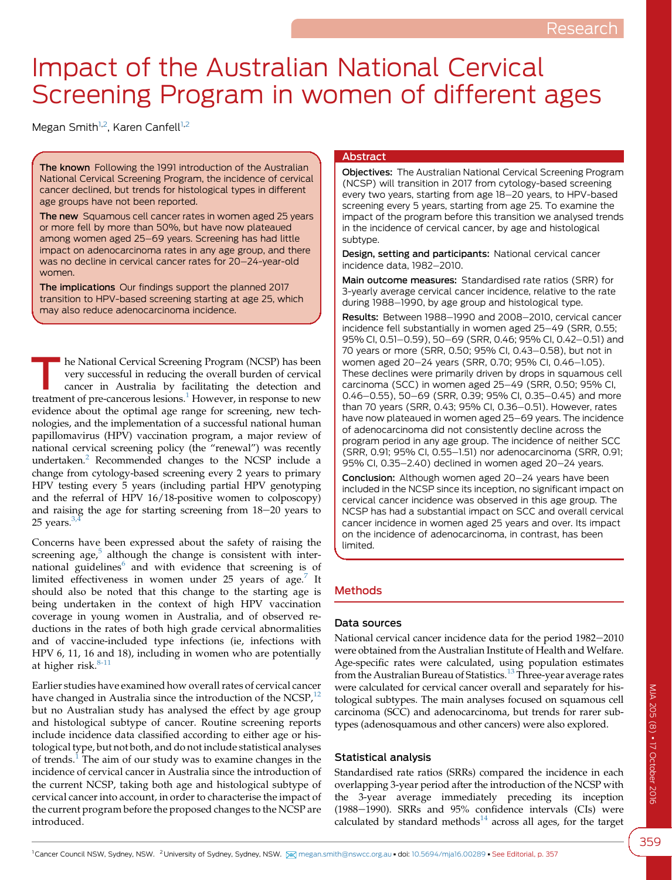# Impact of the Australian National Cervical Screening Program in women of different ages

Megan Smith[1,2], Karen Canfell[1,2]

**The known** Following the 1991 introduction of the Australian National Cervical Screening Program, the incidence of cervical cancer declined, but trends for histological types in different age groups have not been reported.

**The new** Squamous cell cancer rates in women aged 25 years or more fell by more than 50%, but have now plateaued among women aged 25–69 years. Screening has had little impact on adenocarcinoma rates in any age group, and there was no decline in cervical cancer rates for 20–24-year-old women.

**The implications** Our findings support the planned 2017 transition to HPV-based screening starting at age 25, which may also reduce adenocarcinoma incidence.

## Abstract

**Objectives:** The Australian National Cervical Screening Program (NCSP) will transition in 2017 from cytology-based screening every two years, starting from age 18–20 years, to HPV-based screening every 5 years, starting from age 25. To examine the impact of the program before this transition we analysed trends in the incidence of cervical cancer, by age and histological subtype.

**Design, setting and participants:** National cervical cancer incidence data, 1982–2010.

**Main outcome measures:** Standardised rate ratios (SRR) for 3-yearly average cervical cancer incidence, relative to the rate during 1988–1990, by age group and histological type.

**Results:** Between 1988–1990 and 2008–2010, cervical cancer incidence fell substantially in women aged 25–49 (SRR, 0.55; 95% CI, 0.51–0.59), 50–69 (SRR, 0.46; 95% CI, 0.42–0.51) and 70 years or more (SRR, 0.50; 95% CI, 0.43–0.58), but not in women aged 20–24 years (SRR, 0.70; 95% CI, 0.46–1.05). These declines were primarily driven by drops in squamous cell carcinoma (SCC) in women aged 25–49 (SRR, 0.50; 95% CI, 0.46–0.55), 50–69 (SRR, 0.39; 95% CI, 0.35–0.45) and more than 70 years (SRR, 0.43; 95% CI, 0.36–0.51). However, rates have now plateaued in women aged 25–69 years. The incidence of adenocarcinoma did not consistently decline across the program period in any age group. The incidence of neither SCC (SRR, 0.91; 95% CI, 0.55–1.51) nor adenocarcinoma (SRR, 0.91; 95% CI, 0.35–2.40) declined in women aged 20–24 years.

**Conclusion:** Although women aged 20–24 years have been included in the NCSP since its inception, no significant impact on cervical cancer incidence was observed in this age group. The NCSP has had a substantial impact on SCC and overall cervical cancer incidence in women aged 25 years and over. Its impact on the incidence of adenocarcinoma, in contrast, has been limited.

The National Cervical Screening Program (NCSP) has been very successful in reducing the overall burden of cervical cancer in Australia by facilitating the detection and treatment of pre-cancerous lesions.[1] However, in response to new evidence about the optimal age range for screening, new technologies, and the implementation of a successful national human papillomavirus (HPV) vaccination program, a major review of national cervical screening policy (the "renewal") was recently undertaken.[2] Recommended changes to the NCSP include a change from cytology-based screening every 2 years to primary HPV testing every 5 years (including partial HPV genotyping and the referral of HPV 16/18-positive women to colposcopy) and raising the age for starting screening from 18–20 years to 25 years.[3,4]

Concerns have been expressed about the safety of raising the screening age,[5] although the change is consistent with international guidelines[6] and with evidence that screening is of limited effectiveness in women under 25 years of age.[7] It should also be noted that this change to the starting age is being undertaken in the context of high HPV vaccination coverage in young women in Australia, and of observed reductions in the rates of both high grade cervical abnormalities and of vaccine-included type infections (ie, infections with HPV 6, 11, 16 and 18), including in women who are potentially at higher risk.[8-11]

Earlier studies have examined how overall rates of cervical cancer have changed in Australia since the introduction of the NCSP,[12] but no Australian study has analysed the effect by age group and histological subtype of cancer. Routine screening reports include incidence data classified according to either age or histological type, but not both, and do not include statistical analyses of trends.[1] The aim of our study was to examine changes in the incidence of cervical cancer in Australia since the introduction of the current NCSP, taking both age and histological subtype of cervical cancer into account, in order to characterise the impact of the current program before the proposed changes to the NCSP are introduced.

## Methods

### Data sources

National cervical cancer incidence data for the period 1982–2010 were obtained from the Australian Institute of Health and Welfare. Age-specific rates were calculated, using population estimates from the Australian Bureau of Statistics.[13] Three-year average rates were calculated for cervical cancer overall and separately for histological subtypes. The main analyses focused on squamous cell carcinoma (SCC) and adenocarcinoma, but trends for rarer subtypes (adenosquamous and other cancers) were also explored.

### Statistical analysis

Standardised rate ratios (SRRs) compared the incidence in each overlapping 3-year period after the introduction of the NCSP with the 3-year average immediately preceding its inception (1988–1990). SRRs and 95% confidence intervals (CIs) were calculated by standard methods[14] across all ages, for the target

[1] Cancer Council NSW, Sydney, NSW. [2] University of Sydney, Sydney, NSW. megan.smith@nswcc.org.au • doi: 10.5694/mja16.00289 • See Editorial, p. 357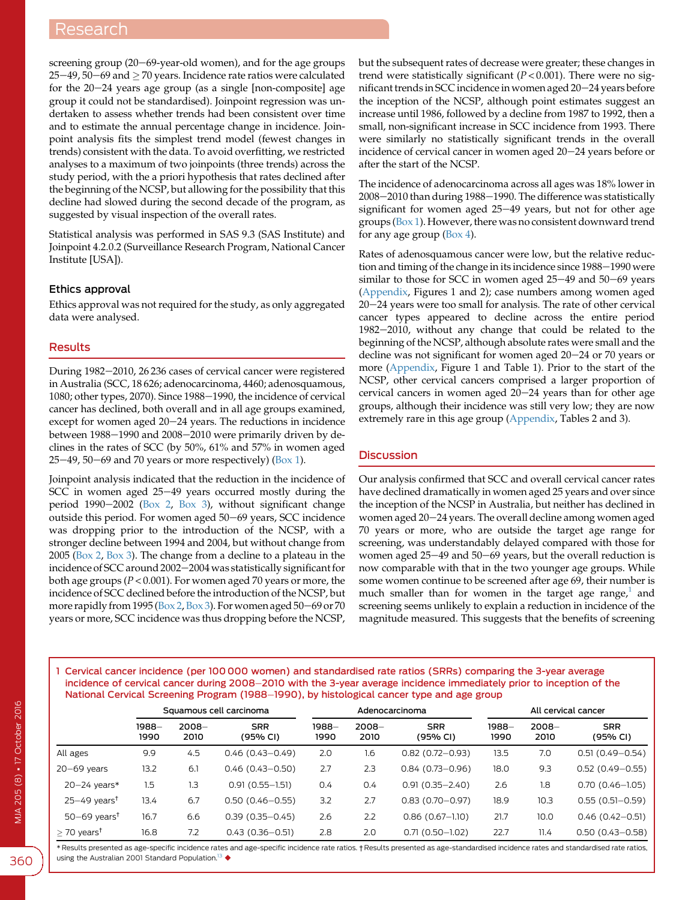screening group (20–69-year-old women), and for the age groups 25–49, 50–69 and ≥ 70 years. Incidence rate ratios were calculated for the 20–24 years age group (as a single [non-composite] age group it could not be standardised). Joinpoint regression was undertaken to assess whether trends had been consistent over time and to estimate the annual percentage change in incidence. Joinpoint analysis fits the simplest trend model (fewest changes in trends) consistent with the data. To avoid overfitting, we restricted analyses to a maximum of two joinpoints (three trends) across the study period, with the a priori hypothesis that rates declined after the beginning of the NCSP, but allowing for the possibility that this decline had slowed during the second decade of the program, as suggested by visual inspection of the overall rates.

Statistical analysis was performed in SAS 9.3 (SAS Institute) and Joinpoint 4.2.0.2 (Surveillance Research Program, National Cancer Institute [USA]).

### Ethics approval

Ethics approval was not required for the study, as only aggregated data were analysed.

## Results

During 1982–2010, 26 236 cases of cervical cancer were registered in Australia (SCC, 18 626; adenocarcinoma, 4460; adenosquamous, 1080; other types, 2070). Since 1988–1990, the incidence of cervical cancer has declined, both overall and in all age groups examined, except for women aged 20–24 years. The reductions in incidence between 1988–1990 and 2008–2010 were primarily driven by declines in the rates of SCC (by 50%, 61% and 57% in women aged 25–49, 50–69 and 70 years or more respectively) (Box 1).

Joinpoint analysis indicated that the reduction in the incidence of SCC in women aged 25–49 years occurred mostly during the period 1990–2002 (Box 2, Box 3), without significant change outside this period. For women aged 50–69 years, SCC incidence was dropping prior to the introduction of the NCSP, with a stronger decline between 1994 and 2004, but without change from 2005 (Box 2, Box 3). The change from a decline to a plateau in the incidence of SCC around 2002–2004 was statistically significant for both age groups ($P < 0.001$). For women aged 70 years or more, the incidence of SCC declined before the introduction of the NCSP, but more rapidly from 1995 (Box 2, Box 3). For women aged 50–69 or 70 years or more, SCC incidence was thus dropping before the NCSP, but the subsequent rates of decrease were greater; these changes in trend were statistically significant ($P < 0.001$). There were no significant trends in SCC incidence in women aged 20–24 years before the inception of the NCSP, although point estimates suggest an increase until 1986, followed by a decline from 1987 to 1992, then a small, non-significant increase in SCC incidence from 1993. There were similarly no statistically significant trends in the overall incidence of cervical cancer in women aged 20–24 years before or after the start of the NCSP.

The incidence of adenocarcinoma across all ages was 18% lower in 2008–2010 than during 1988–1990. The difference was statistically significant for women aged 25–49 years, but not for other age groups (Box 1). However, there was no consistent downward trend for any age group (Box 4).

Rates of adenosquamous cancer were low, but the relative reduction and timing of the change in its incidence since 1988–1990 were similar to those for SCC in women aged 25–49 and 50–69 years (Appendix, Figures 1 and 2); case numbers among women aged 20–24 years were too small for analysis. The rate of other cervical cancer types appeared to decline across the entire period 1982–2010, without any change that could be related to the beginning of the NCSP, although absolute rates were small and the decline was not significant for women aged 20–24 or 70 years or more (Appendix, Figure 1 and Table 1). Prior to the start of the NCSP, other cervical cancers comprised a larger proportion of cervical cancers in women aged 20–24 years than for other age groups, although their incidence was still very low; they are now extremely rare in this age group (Appendix, Tables 2 and 3).

## Discussion

Our analysis confirmed that SCC and overall cervical cancer rates have declined dramatically in women aged 25 years and over since the inception of the NCSP in Australia, but neither has declined in women aged 20–24 years. The overall decline among women aged 70 years or more, who are outside the target age range for screening, was understandably delayed compared with those for women aged 25–49 and 50–69 years, but the overall reduction is now comparable with that in the two younger age groups. While some women continue to be screened after age 69, their number is much smaller than for women in the target age range,[1] and screening seems unlikely to explain a reduction in incidence of the magnitude measured. This suggests that the benefits of screening

**1 Cervical cancer incidence (per 100 000 women) and standardised rate ratios (SRRs) comparing the 3-year average incidence of cervical cancer during 2008–2010 with the 3-year average incidence immediately prior to inception of the National Cervical Screening Program (1988–1990), by histological cancer type and age group**

| | Squamous cell carcinoma | | | Adenocarcinoma | | | All cervical cancer | | |
|---|---|---|---|---|---|---|---|---|---|
| | 1988–1990 | 2008–2010 | SRR (95% CI) | 1988–1990 | 2008–2010 | SRR (95% CI) | 1988–1990 | 2008–2010 | SRR (95% CI) |
| All ages | 9.9 | 4.5 | 0.46 (0.43–0.49) | 2.0 | 1.6 | 0.82 (0.72–0.93) | 13.5 | 7.0 | 0.51 (0.49–0.54) |
| 20–69 years | 13.2 | 6.1 | 0.46 (0.43–0.50) | 2.7 | 2.3 | 0.84 (0.73–0.96) | 18.0 | 9.3 | 0.52 (0.49–0.55) |
| 20–24 years* | 1.5 | 1.3 | 0.91 (0.55–1.51) | 0.4 | 0.4 | 0.91 (0.35–2.40) | 2.6 | 1.8 | 0.70 (0.46–1.05) |
| 25–49 years† | 13.4 | 6.7 | 0.50 (0.46–0.55) | 3.2 | 2.7 | 0.83 (0.70–0.97) | 18.9 | 10.3 | 0.55 (0.51–0.59) |
| 50–69 years† | 16.7 | 6.6 | 0.39 (0.35–0.45) | 2.6 | 2.2 | 0.86 (0.67–1.10) | 21.7 | 10.0 | 0.46 (0.42–0.51) |
| ≥ 70 years† | 16.8 | 7.2 | 0.43 (0.36–0.51) | 2.8 | 2.0 | 0.71 (0.50–1.02) | 22.7 | 11.4 | 0.50 (0.43–0.58) |

* Results presented as age-specific incidence rates and age-specific incidence rate ratios. † Results presented as age-standardised incidence rates and standardised rate ratios, using the Australian 2001 Standard Population.[13] ◆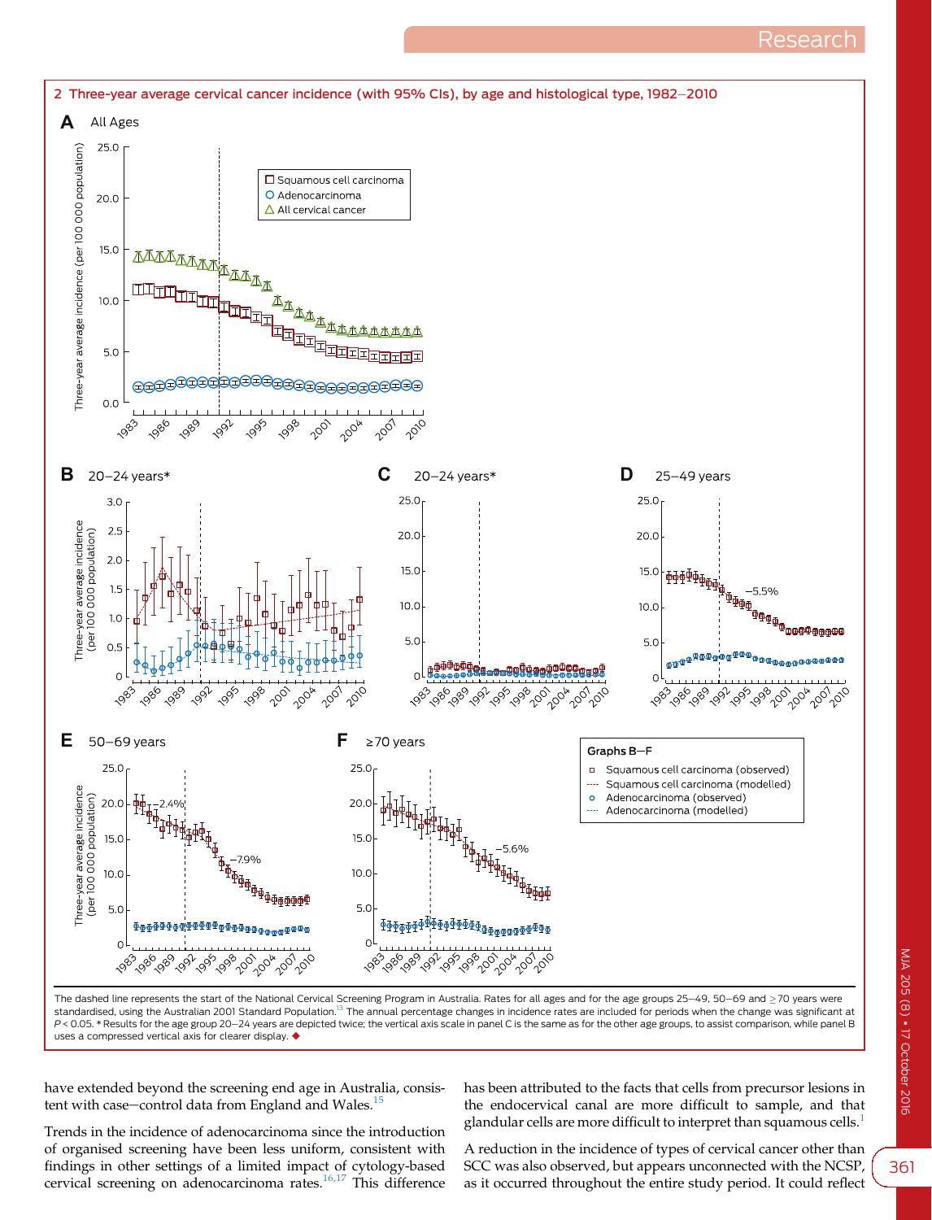**2 Three-year average cervical cancer incidence (with 95% CIs), by age and histological type, 1982–2010**

The dashed line represents the start of the National Cervical Screening Program in Australia. Rates for all ages and for the age groups 25–49, 50–69 and ≥70 years were standardised, using the Australian 2001 Standard Population.[13] The annual percentage changes in incidence rates are included for periods when the change was significant at $P < 0.05$. * Results for the age group 20–24 years are depicted twice; the vertical axis scale in panel C is the same as for the other age groups, to assist comparison, while panel B uses a compressed vertical axis for clearer display. ◆

have extended beyond the screening end age in Australia, consistent with case–control data from England and Wales.[15]

Trends in the incidence of adenocarcinoma since the introduction of organised screening have been less uniform, consistent with findings in other settings of a limited impact of cytology-based cervical screening on adenocarcinoma rates.[16,17] This difference has been attributed to the facts that cells from precursor lesions in the endocervical canal are more difficult to sample, and that glandular cells are more difficult to interpret than squamous cells.[1]

A reduction in the incidence of types of cervical cancer other than SCC was also observed, but appears unconnected with the NCSP, as it occurred throughout the entire study period. It could reflect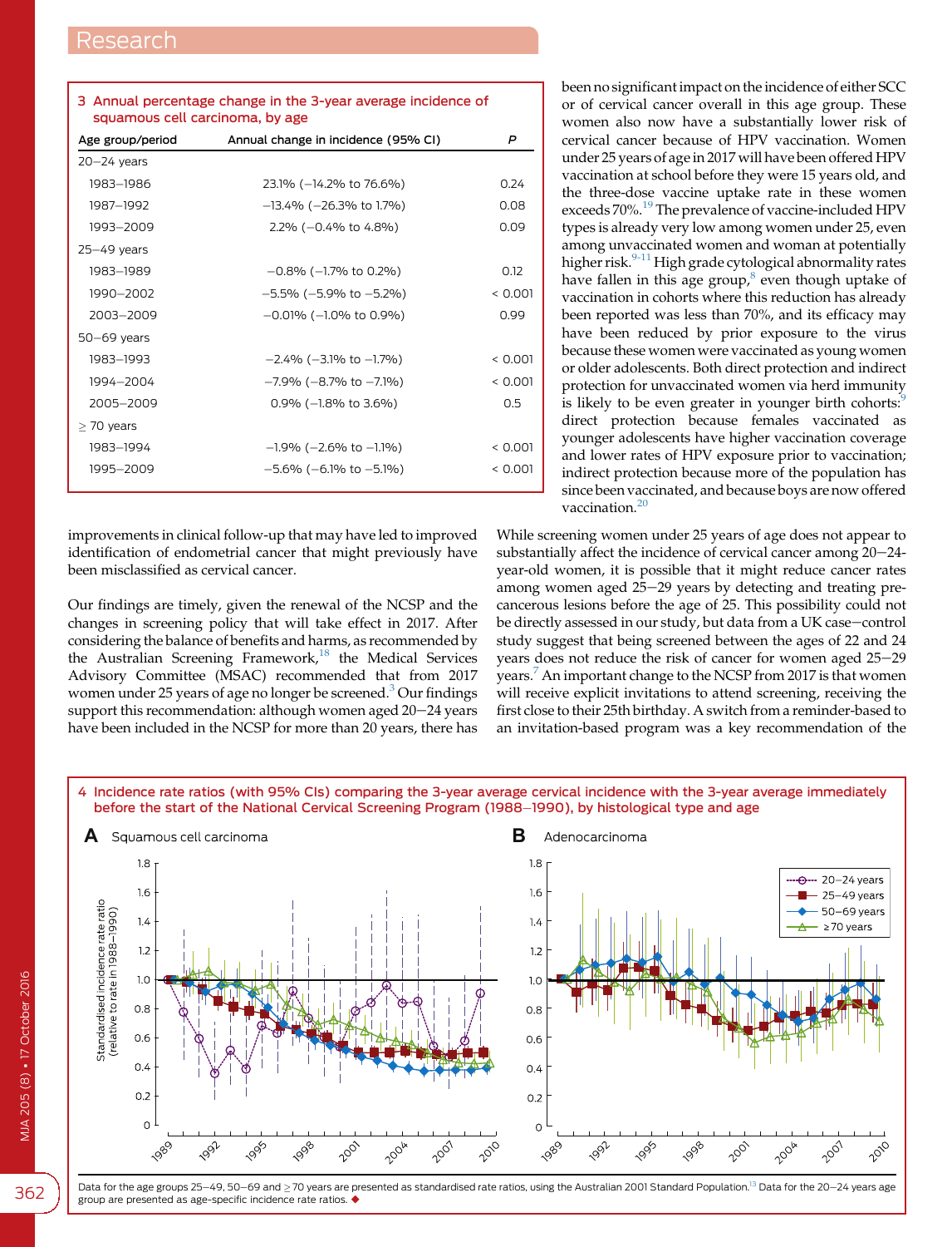**3 Annual percentage change in the 3-year average incidence of squamous cell carcinoma, by age**

| Age group/period | Annual change in incidence (95% CI) | P |
|---|---|---|
| 20–24 years | | |
| 1983–1986 | 23.1% (−14.2% to 76.6%) | 0.24 |
| 1987–1992 | −13.4% (−26.3% to 1.7%) | 0.08 |
| 1993–2009 | 2.2% (−0.4% to 4.8%) | 0.09 |
| 25–49 years | | |
| 1983–1989 | −0.8% (−1.7% to 0.2%) | 0.12 |
| 1990–2002 | −5.5% (−5.9% to −5.2%) | < 0.001 |
| 2003–2009 | −0.01% (−1.0% to 0.9%) | 0.99 |
| 50–69 years | | |
| 1983–1993 | −2.4% (−3.1% to −1.7%) | < 0.001 |
| 1994–2004 | −7.9% (−8.7% to −7.1%) | < 0.001 |
| 2005–2009 | 0.9% (−1.8% to 3.6%) | 0.5 |
| ≥ 70 years | | |
| 1983–1994 | −1.9% (−2.6% to −1.1%) | < 0.001 |
| 1995–2009 | −5.6% (−6.1% to −5.1%) | < 0.001 |

improvements in clinical follow-up that may have led to improved identification of endometrial cancer that might previously have been misclassified as cervical cancer.

Our findings are timely, given the renewal of the NCSP and the changes in screening policy that will take effect in 2017. After considering the balance of benefits and harms, as recommended by the Australian Screening Framework,[18] the Medical Services Advisory Committee (MSAC) recommended that from 2017 women under 25 years of age no longer be screened.[3] Our findings support this recommendation: although women aged 20–24 years have been included in the NCSP for more than 20 years, there has been no significant impact on the incidence of either SCC or of cervical cancer overall in this age group. These women also now have a substantially lower risk of cervical cancer because of HPV vaccination. Women under 25 years of age in 2017 will have been offered HPV vaccination at school before they were 15 years old, and the three-dose vaccine uptake rate in these women exceeds 70%.[19] The prevalence of vaccine-included HPV types is already very low among women under 25, even among unvaccinated women and woman at potentially higher risk.[9-11] High grade cytological abnormality rates have fallen in this age group,[8] even though uptake of vaccination in cohorts where this reduction has already been reported was less than 70%, and its efficacy may have been reduced by prior exposure to the virus because these women were vaccinated as young women or older adolescents. Both direct protection and indirect protection for unvaccinated women via herd immunity is likely to be even greater in younger birth cohorts:[9] direct protection because females vaccinated as younger adolescents have higher vaccination coverage and lower rates of HPV exposure prior to vaccination; indirect protection because more of the population has since been vaccinated, and because boys are now offered vaccination.[20]

While screening women under 25 years of age does not appear to substantially affect the incidence of cervical cancer among 20–24-year-old women, it is possible that it might reduce cancer rates among women aged 25–29 years by detecting and treating precancerous lesions before the age of 25. This possibility could not be directly assessed in our study, but data from a UK case–control study suggest that being screened between the ages of 22 and 24 years does not reduce the risk of cancer for women aged 25–29 years.[7] An important change to the NCSP from 2017 is that women will receive explicit invitations to attend screening, receiving the first close to their 25th birthday. A switch from a reminder-based to an invitation-based program was a key recommendation of the

**4 Incidence rate ratios (with 95% CIs) comparing the 3-year average cervical incidence with the 3-year average immediately before the start of the National Cervical Screening Program (1988–1990), by histological type and age**

Data for the age groups 25–49, 50–69 and ≥ 70 years are presented as standardised rate ratios, using the Australian 2001 Standard Population.[13] Data for the 20–24 years age group are presented as age-specific incidence rate ratios. ◆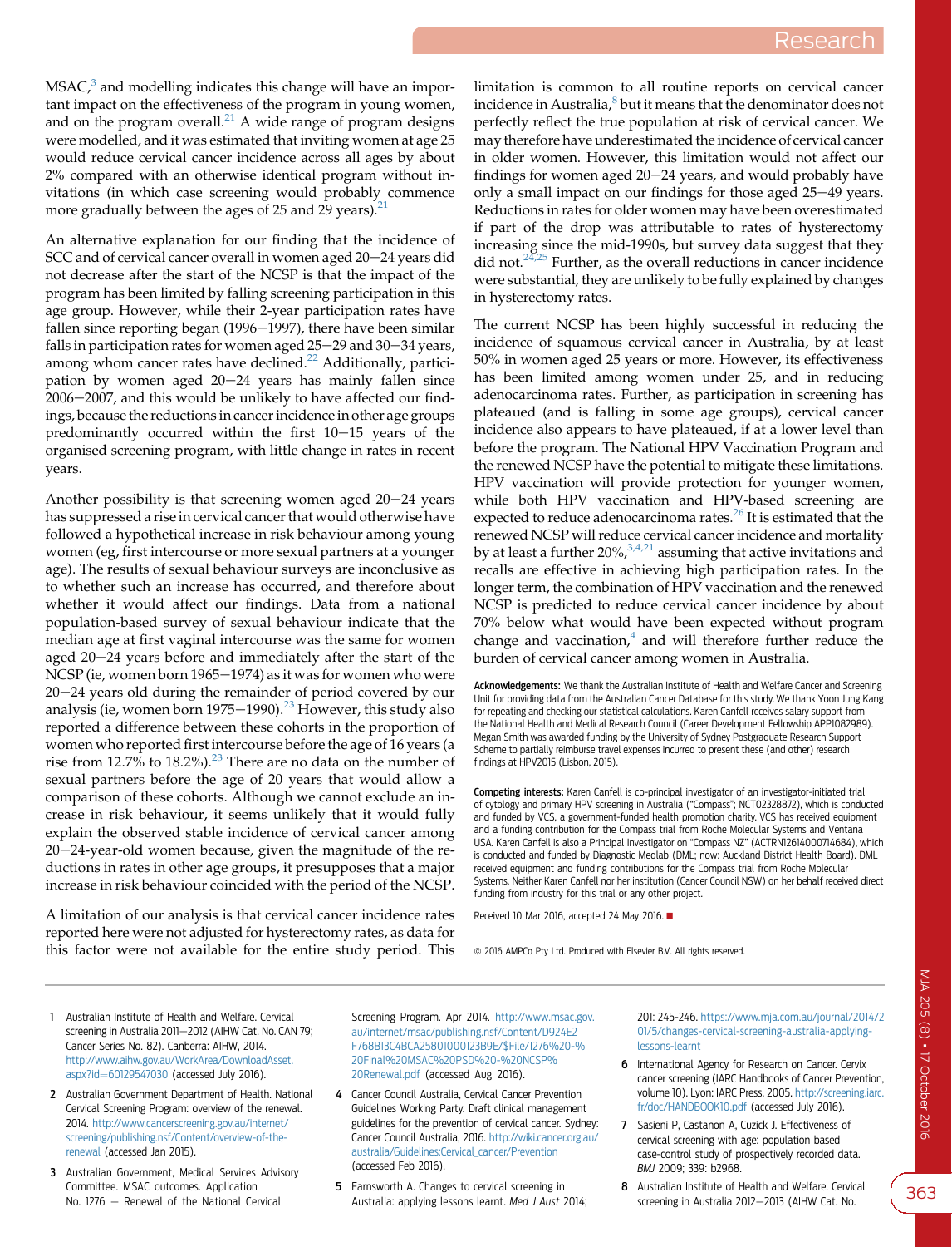MSAC,[3] and modelling indicates this change will have an important impact on the effectiveness of the program in young women, and on the program overall.[21] A wide range of program designs were modelled, and it was estimated that inviting women at age 25 would reduce cervical cancer incidence across all ages by about 2% compared with an otherwise identical program without invitations (in which case screening would probably commence more gradually between the ages of 25 and 29 years).[21]

An alternative explanation for our finding that the incidence of SCC and of cervical cancer overall in women aged 20–24 years did not decrease after the start of the NCSP is that the impact of the program has been limited by falling screening participation in this age group. However, while their 2-year participation rates have fallen since reporting began (1996–1997), there have been similar falls in participation rates for women aged 25–29 and 30–34 years, among whom cancer rates have declined.[22] Additionally, participation by women aged 20–24 years has mainly fallen since 2006–2007, and this would be unlikely to have affected our findings, because the reductions in cancer incidence in other age groups predominantly occurred within the first 10–15 years of the organised screening program, with little change in rates in recent years.

Another possibility is that screening women aged 20–24 years has suppressed a rise in cervical cancer that would otherwise have followed a hypothetical increase in risk behaviour among young women (eg, first intercourse or more sexual partners at a younger age). The results of sexual behaviour surveys are inconclusive as to whether such an increase has occurred, and therefore about whether it would affect our findings. Data from a national population-based survey of sexual behaviour indicate that the median age at first vaginal intercourse was the same for women aged 20–24 years before and immediately after the start of the NCSP (ie, women born 1965–1974) as it was for women who were 20–24 years old during the remainder of period covered by our analysis (ie, women born 1975–1990).[23] However, this study also reported a difference between these cohorts in the proportion of women who reported first intercourse before the age of 16 years (a rise from 12.7% to 18.2%).[23] There are no data on the number of sexual partners before the age of 20 years that would allow a comparison of these cohorts. Although we cannot exclude an increase in risk behaviour, it seems unlikely that it would fully explain the observed stable incidence of cervical cancer among 20–24-year-old women because, given the magnitude of the reductions in rates in other age groups, it presupposes that a major increase in risk behaviour coincided with the period of the NCSP.

A limitation of our analysis is that cervical cancer incidence rates reported here were not adjusted for hysterectomy rates, as data for this factor were not available for the entire study period. This limitation is common to all routine reports on cervical cancer incidence in Australia,[8] but it means that the denominator does not perfectly reflect the true population at risk of cervical cancer. We may therefore have underestimated the incidence of cervical cancer in older women. However, this limitation would not affect our findings for women aged 20–24 years, and would probably have only a small impact on our findings for those aged 25–49 years. Reductions in rates for older women may have been overestimated if part of the drop was attributable to rates of hysterectomy increasing since the mid-1990s, but survey data suggest that they did not.[24,25] Further, as the overall reductions in cancer incidence were substantial, they are unlikely to be fully explained by changes in hysterectomy rates.

The current NCSP has been highly successful in reducing the incidence of squamous cervical cancer in Australia, by at least 50% in women aged 25 years or more. However, its effectiveness has been limited among women under 25, and in reducing adenocarcinoma rates. Further, as participation in screening has plateaued (and is falling in some age groups), cervical cancer incidence also appears to have plateaued, if at a lower level than before the program. The National HPV Vaccination Program and the renewed NCSP have the potential to mitigate these limitations. HPV vaccination will provide protection for younger women, while both HPV vaccination and HPV-based screening are expected to reduce adenocarcinoma rates.[26] It is estimated that the renewed NCSP will reduce cervical cancer incidence and mortality by at least a further 20%,[3,4,21] assuming that active invitations and recalls are effective in achieving high participation rates. In the longer term, the combination of HPV vaccination and the renewed NCSP is predicted to reduce cervical cancer incidence by about 70% below what would have been expected without program change and vaccination,[4] and will therefore further reduce the burden of cervical cancer among women in Australia.

**Acknowledgements:** We thank the Australian Institute of Health and Welfare Cancer and Screening Unit for providing data from the Australian Cancer Database for this study. We thank Yoon Jung Kang for repeating and checking our statistical calculations. Karen Canfell receives salary support from the National Health and Medical Research Council (Career Development Fellowship APP1082989). Megan Smith was awarded funding by the University of Sydney Postgraduate Research Support Scheme to partially reimburse travel expenses incurred to present these (and other) research findings at HPV2015 (Lisbon, 2015).

**Competing interests:** Karen Canfell is co-principal investigator of an investigator-initiated trial of cytology and primary HPV screening in Australia ("Compass"; NCT02328872), which is conducted and funded by VCS, a government-funded health promotion charity. VCS has received equipment and a funding contribution for the Compass trial from Roche Molecular Systems and Ventana USA. Karen Canfell is also a Principal Investigator on "Compass NZ" (ACTRN12614000714684), which is conducted and funded by Diagnostic Medlab (DML; now: Auckland District Health Board). DML received equipment and funding contributions for the Compass trial from Roche Molecular Systems. Neither Karen Canfell nor her institution (Cancer Council NSW) on her behalf received direct funding from industry for this trial or any other project.

Received 10 Mar 2016, accepted 24 May 2016. ■

© 2016 AMPCo Pty Ltd. Produced with Elsevier B.V. All rights reserved.

1. Australian Institute of Health and Welfare. Cervical screening in Australia 2011–2012 (AIHW Cat. No. CAN 79; Cancer Series No. 82). Canberra: AIHW, 2014. http://www.aihw.gov.au/WorkArea/DownloadAsset.aspx?id=60129547030 (accessed July 2016).
2. Australian Government Department of Health. National Cervical Screening Program: overview of the renewal. 2014. http://www.cancerscreening.gov.au/internet/screening/publishing.nsf/Content/overview-of-the-renewal (accessed Jan 2015).
3. Australian Government, Medical Services Advisory Committee. MSAC outcomes. Application No. 1276 — Renewal of the National Cervical Screening Program. Apr 2014. http://www.msac.gov.au/internet/msac/publishing.nsf/Content/D924E2F768B13C4BCA25801000123B9E/$File/1276%20-%20Final%20MSAC%20PSD%20-%20NCSP%20Renewal.pdf (accessed Aug 2016).
4. Cancer Council Australia, Cervical Cancer Prevention Guidelines Working Party. Draft clinical management guidelines for the prevention of cervical cancer. Sydney: Cancer Council Australia, 2016. http://wiki.cancer.org.au/australia/Guidelines:Cervical_cancer/Prevention (accessed Feb 2016).
5. Farnsworth A. Changes to cervical screening in Australia: applying lessons learnt. Med J Aust 2014; 201: 245-246. https://www.mja.com.au/journal/2014/201/5/changes-cervical-screening-australia-applying-lessons-learnt
6. International Agency for Research on Cancer. Cervix cancer screening (IARC Handbooks of Cancer Prevention, volume 10). Lyon: IARC Press, 2005. http://screening.iarc.fr/doc/HANDBOOK10.pdf (accessed July 2016).
7. Sasieni P, Castanon A, Cuzick J. Effectiveness of cervical screening with age: population based case-control study of prospectively recorded data. BMJ 2009; 339: b2968.
8. Australian Institute of Health and Welfare. Cervical screening in Australia 2012–2013 (AIHW Cat. No.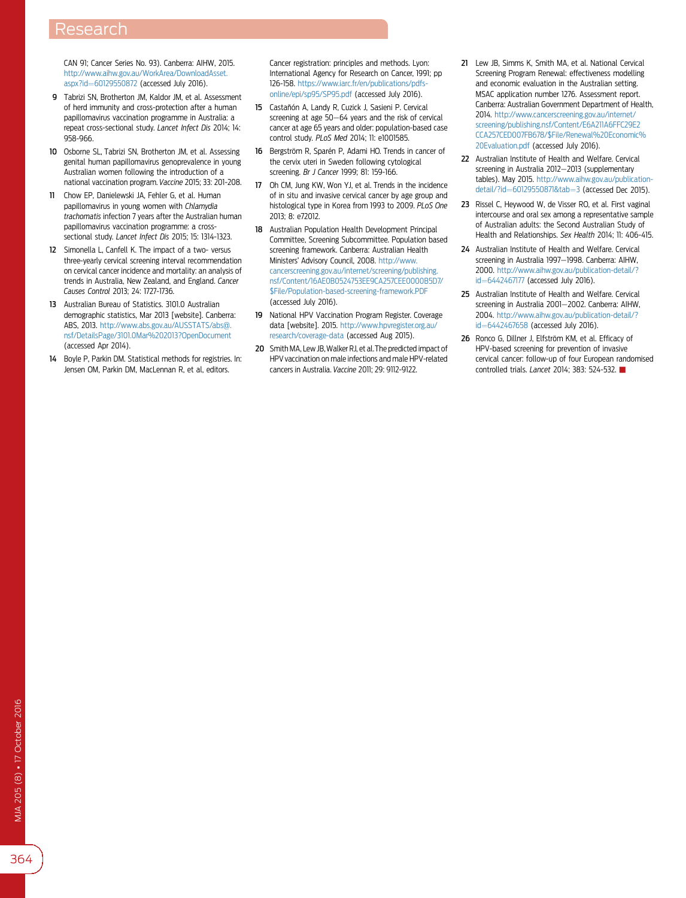CAN 91; Cancer Series No. 93). Canberra: AIHW, 2015. http://www.aihw.gov.au/WorkArea/DownloadAsset.aspx?id=60129550872 (accessed July 2016).

9 Tabrizi SN, Brotherton JM, Kaldor JM, et al. Assessment of herd immunity and cross-protection after a human papillomavirus vaccination programme in Australia: a repeat cross-sectional study. *Lancet Infect Dis* 2014; 14: 958-966.

10 Osborne SL, Tabrizi SN, Brotherton JM, et al. Assessing genital human papillomavirus genoprevalence in young Australian women following the introduction of a national vaccination program. *Vaccine* 2015; 33: 201-208.

11 Chow EP, Danielewski JA, Fehler G, et al. Human papillomavirus in young women with *Chlamydia trachomatis* infection 7 years after the Australian human papillomavirus vaccination programme: a cross-sectional study. *Lancet Infect Dis* 2015; 15: 1314-1323.

12 Simonella L, Canfell K. The impact of a two- versus three-yearly cervical screening interval recommendation on cervical cancer incidence and mortality: an analysis of trends in Australia, New Zealand, and England. *Cancer Causes Control* 2013; 24: 1727-1736.

13 Australian Bureau of Statistics. 3101.0 Australian demographic statistics, Mar 2013 [website]. Canberra: ABS, 2013. http://www.abs.gov.au/AUSSTATS/abs@.nsf/DetailsPage/3101.0Mar%202013?OpenDocument (accessed Apr 2014).

14 Boyle P, Parkin DM. Statistical methods for registries. In: Jensen OM, Parkin DM, MacLennan R, et al, editors. Cancer registration: principles and methods. Lyon: International Agency for Research on Cancer, 1991; pp 126-158. https://www.iarc.fr/en/publications/pdfs-online/epi/sp95/SP95.pdf (accessed July 2016).

15 Castañón A, Landy R, Cuzick J, Sasieni P. Cervical screening at age 50–64 years and the risk of cervical cancer at age 65 years and older: population-based case control study. *PLoS Med* 2014; 11: e1001585.

16 Bergström R, Sparén P, Adami HO. Trends in cancer of the cervix uteri in Sweden following cytological screening. *Br J Cancer* 1999; 81: 159-166.

17 Oh CM, Jung KW, Won YJ, et al. Trends in the incidence of in situ and invasive cervical cancer by age group and histological type in Korea from 1993 to 2009. *PLoS One* 2013; 8: e72012.

18 Australian Population Health Development Principal Committee, Screening Subcommittee. Population based screening framework. Canberra: Australian Health Ministers' Advisory Council, 2008. http://www.cancerscreening.gov.au/internet/screening/publishing.nsf/Content/16AE0B0524753EE9CA257CEE0000B5D7/$File/Population-based-screening-framework.PDF (accessed July 2016).

19 National HPV Vaccination Program Register. Coverage data [website]. 2015. http://www.hpvregister.org.au/research/coverage-data (accessed Aug 2015).

20 Smith MA, Lew JB, Walker RJ, et al. The predicted impact of HPV vaccination on male infections and male HPV-related cancers in Australia. *Vaccine* 2011; 29: 9112-9122.

21 Lew JB, Simms K, Smith MA, et al. National Cervical Screening Program Renewal: effectiveness modelling and economic evaluation in the Australian setting. MSAC application number 1276. Assessment report. Canberra: Australian Government Department of Health, 2014. http://www.cancerscreening.gov.au/internet/screening/publishing.nsf/Content/E6A211A6FFC29E2CCA257CED007FB678/$File/Renewal%20Economic%20Evaluation.pdf (accessed July 2016).

22 Australian Institute of Health and Welfare. Cervical screening in Australia 2012–2013 (supplementary tables). May 2015. http://www.aihw.gov.au/publication-detail/?id=60129550871&tab=3 (accessed Dec 2015).

23 Rissel C, Heywood W, de Visser RO, et al. First vaginal intercourse and oral sex among a representative sample of Australian adults: the Second Australian Study of Health and Relationships. *Sex Health* 2014; 11: 406-415.

24 Australian Institute of Health and Welfare. Cervical screening in Australia 1997–1998. Canberra: AIHW, 2000. http://www.aihw.gov.au/publication-detail/?id=6442467177 (accessed July 2016).

25 Australian Institute of Health and Welfare. Cervical screening in Australia 2001–2002. Canberra: AIHW, 2004. http://www.aihw.gov.au/publication-detail/?id=6442467658 (accessed July 2016).

26 Ronco G, Dillner J, Elfström KM, et al. Efficacy of HPV-based screening for prevention of invasive cervical cancer: follow-up of four European randomised controlled trials. *Lancet* 2014; 383: 524-532. ■